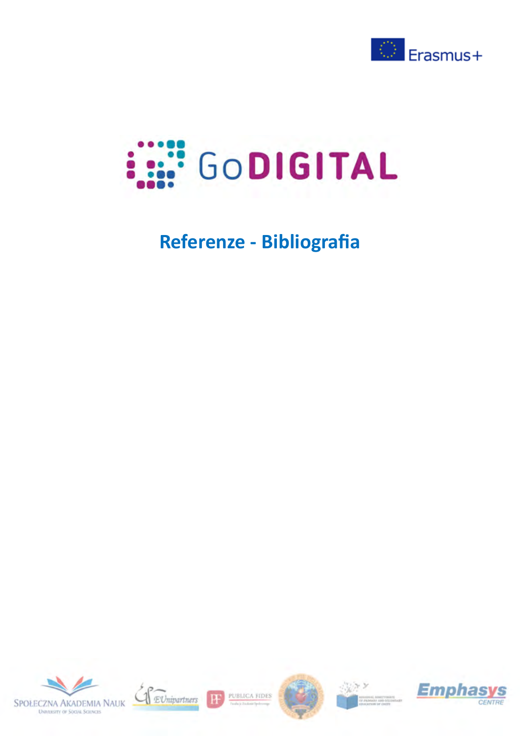Erasmus+

# GoDIGITAL

## Referenze - Bibliografia

SPOŁECZNA AKADEMIA NAUK
UNIVERSITY OF SOCIAL SCIENCES

EUnipartners

PUBLICA FIDES

Emphasys
CENTRE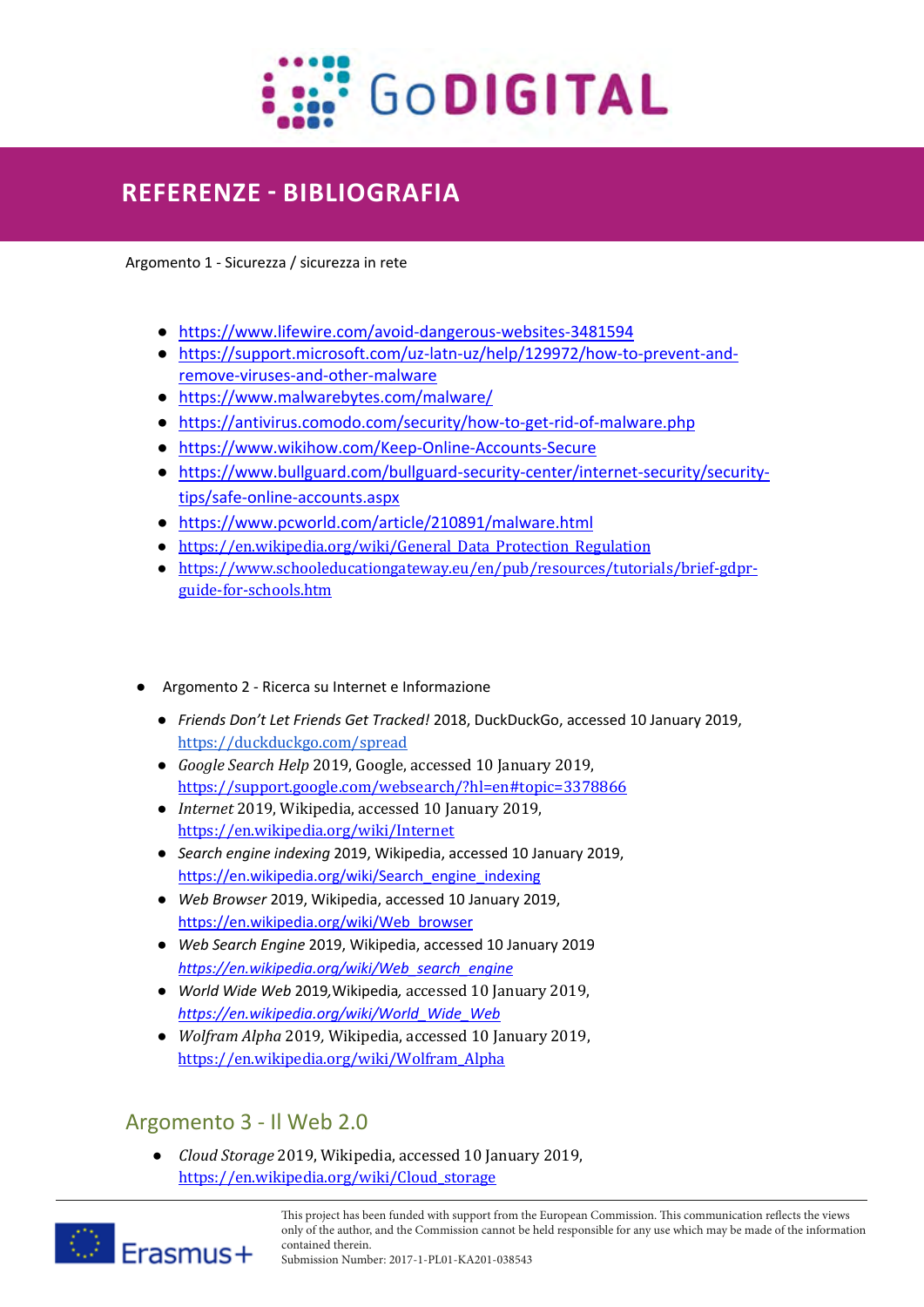## REFERENZE - BIBLIOGRAFIA

Argomento 1 - Sicurezza / sicurezza in rete

- https://www.lifewire.com/avoid-dangerous-websites-3481594
- https://support.microsoft.com/uz-latn-uz/help/129972/how-to-prevent-and-remove-viruses-and-other-malware
- https://www.malwarebytes.com/malware/
- https://antivirus.comodo.com/security/how-to-get-rid-of-malware.php
- https://www.wikihow.com/Keep-Online-Accounts-Secure
- https://www.bullguard.com/bullguard-security-center/internet-security/security-tips/safe-online-accounts.aspx
- https://www.pcworld.com/article/210891/malware.html
- https://en.wikipedia.org/wiki/General_Data_Protection_Regulation
- https://www.schooleducationgateway.eu/en/pub/resources/tutorials/brief-gdpr-guide-for-schools.htm

- Argomento 2 - Ricerca su Internet e Informazione
  - *Friends Don't Let Friends Get Tracked!* 2018, DuckDuckGo, accessed 10 January 2019, https://duckduckgo.com/spread
  - *Google Search Help* 2019, Google, accessed 10 January 2019, https://support.google.com/websearch/?hl=en#topic=3378866
  - *Internet* 2019, Wikipedia, accessed 10 January 2019, https://en.wikipedia.org/wiki/Internet
  - *Search engine indexing* 2019, Wikipedia, accessed 10 January 2019, https://en.wikipedia.org/wiki/Search_engine_indexing
  - *Web Browser* 2019, Wikipedia, accessed 10 January 2019, https://en.wikipedia.org/wiki/Web_browser
  - *Web Search Engine* 2019, Wikipedia, accessed 10 January 2019 *https://en.wikipedia.org/wiki/Web_search_engine*
  - *World Wide Web* 2019,Wikipedia*,* accessed 10 January 2019, *https://en.wikipedia.org/wiki/World_Wide_Web*
  - *Wolfram Alpha* 2019*,* Wikipedia, accessed 10 January 2019, https://en.wikipedia.org/wiki/Wolfram_Alpha

## Argomento 3 - Il Web 2.0

- *Cloud Storage* 2019, Wikipedia, accessed 10 January 2019, https://en.wikipedia.org/wiki/Cloud_storage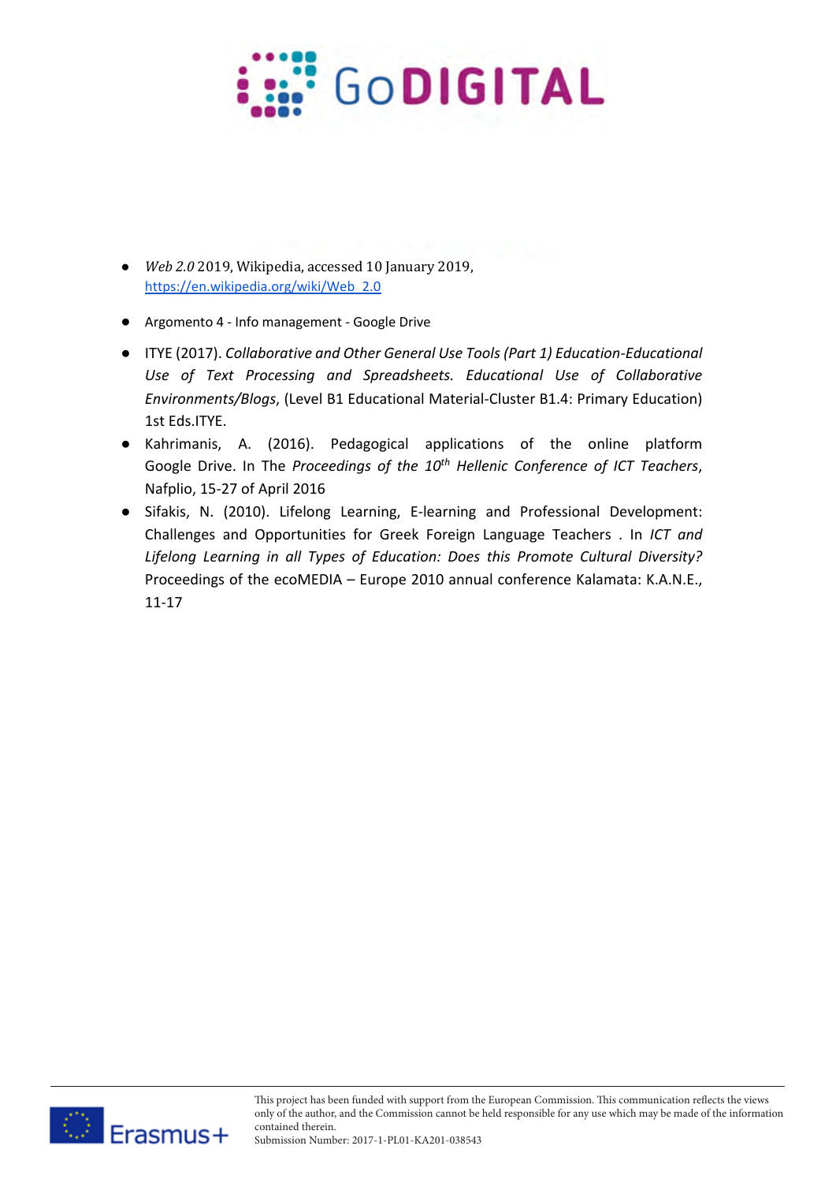- *Web 2.0* 2019, Wikipedia, accessed 10 January 2019, https://en.wikipedia.org/wiki/Web_2.0
- Argomento 4 - Info management - Google Drive
- ITYE (2017). *Collaborative and Other General Use Tools (Part 1) Education-Educational Use of Text Processing and Spreadsheets. Educational Use of Collaborative Environments/Blogs*, (Level B1 Educational Material-Cluster B1.4: Primary Education) 1st Eds.ITYE.
- Kahrimanis, A. (2016). Pedagogical applications of the online platform Google Drive. In The *Proceedings of the 10th Hellenic Conference of ICT Teachers*, Nafplio, 15-27 of April 2016
- Sifakis, N. (2010). Lifelong Learning, E-learning and Professional Development: Challenges and Opportunities for Greek Foreign Language Teachers . In *ICT and Lifelong Learning in all Types of Education: Does this Promote Cultural Diversity?* Proceedings of the ecoMEDIA – Europe 2010 annual conference Kalamata: K.A.N.E., 11-17